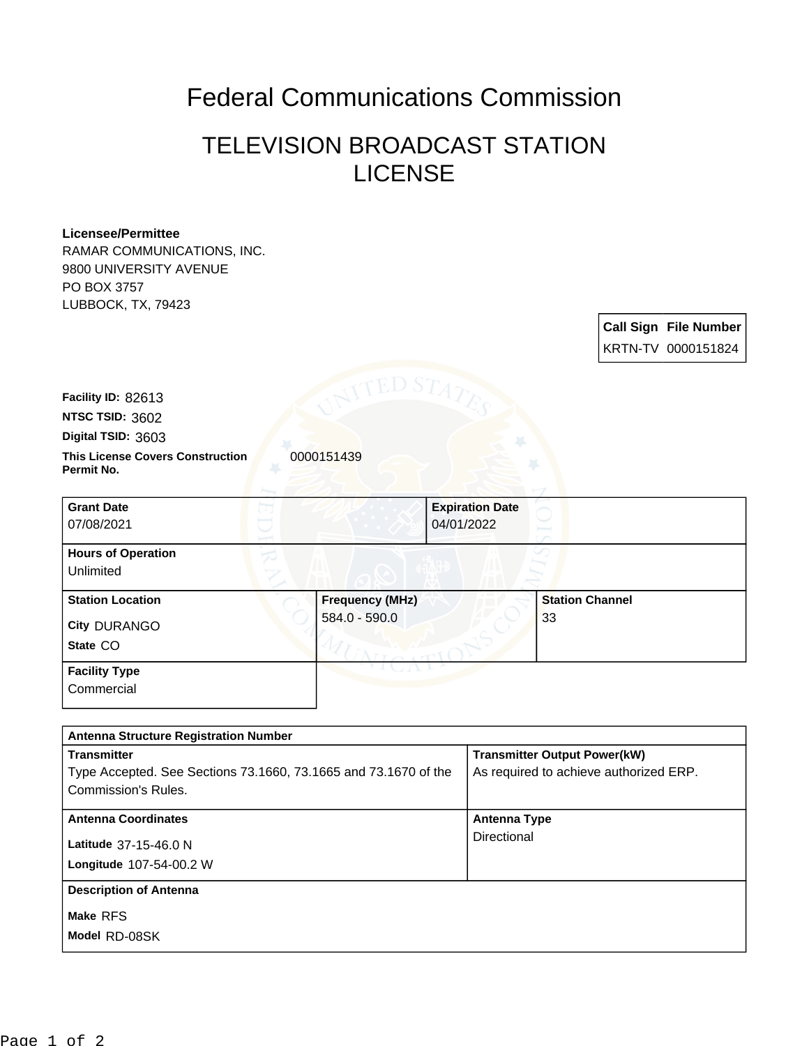# Federal Communications Commission

## TELEVISION BROADCAST STATION LICENSE

**Licensee/Permittee**
RAMAR COMMUNICATIONS, INC.
9800 UNIVERSITY AVENUE
PO BOX 3757
LUBBOCK, TX, 79423

| Call Sign | File Number |
| --- | --- |
| KRTN-TV | 0000151824 |

**Facility ID:** 82613
**NTSC TSID:** 3602
**Digital TSID:** 3603
**This License Covers Construction Permit No.** 0000151439

| Grant Date | Expiration Date | |
| --- | --- | --- |
| 07/08/2021 | 04/01/2022 | |
| **Hours of Operation** | | |
| Unlimited | | |
| **Station Location** | **Frequency (MHz)** | **Station Channel** |
| City DURANGO<br>State CO | 584.0 - 590.0 | 33 |
| **Facility Type** | | |
| Commercial | | |

| Antenna Structure Registration Number | |
| --- | --- |
| **Transmitter** | **Transmitter Output Power(kW)** |
| Type Accepted. See Sections 73.1660, 73.1665 and 73.1670 of the Commission's Rules. | As required to achieve authorized ERP. |
| **Antenna Coordinates** | **Antenna Type** |
| Latitude 37-15-46.0 N<br>Longitude 107-54-00.2 W | Directional |
| **Description of Antenna** | |
| Make RFS<br>Model RD-08SK | |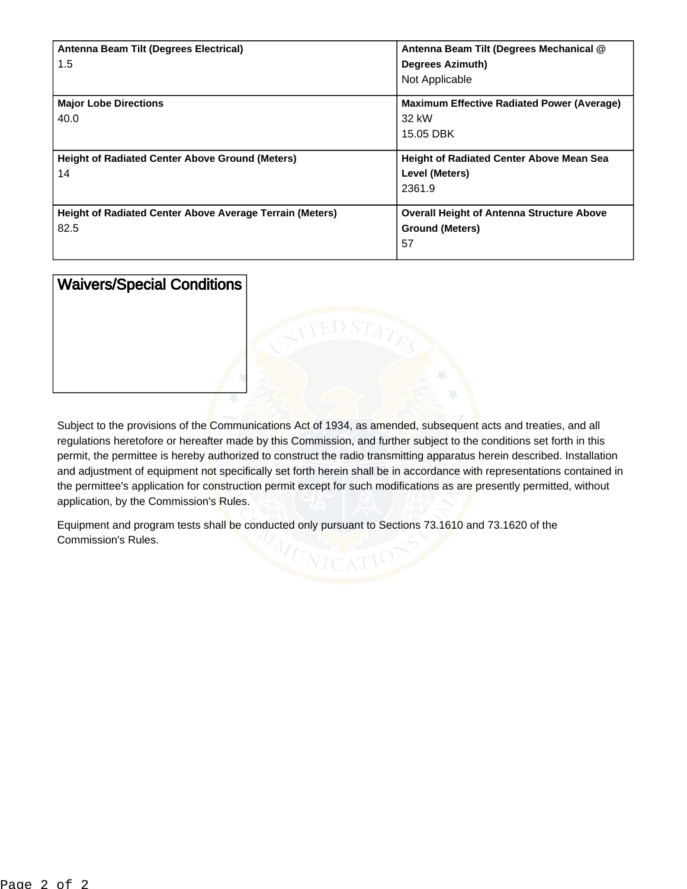| | |
|---|---|
| **Antenna Beam Tilt (Degrees Electrical)**<br>1.5 | **Antenna Beam Tilt (Degrees Mechanical @ Degrees Azimuth)**<br>Not Applicable |
| **Major Lobe Directions**<br>40.0 | **Maximum Effective Radiated Power (Average)**<br>32 kW<br>15.05 DBK |
| **Height of Radiated Center Above Ground (Meters)**<br>14 | **Height of Radiated Center Above Mean Sea Level (Meters)**<br>2361.9 |
| **Height of Radiated Center Above Average Terrain (Meters)**<br>82.5 | **Overall Height of Antenna Structure Above Ground (Meters)**<br>57 |

## Waivers/Special Conditions

Subject to the provisions of the Communications Act of 1934, as amended, subsequent acts and treaties, and all regulations heretofore or hereafter made by this Commission, and further subject to the conditions set forth in this permit, the permittee is hereby authorized to construct the radio transmitting apparatus herein described. Installation and adjustment of equipment not specifically set forth herein shall be in accordance with representations contained in the permittee's application for construction permit except for such modifications as are presently permitted, without application, by the Commission's Rules.

Equipment and program tests shall be conducted only pursuant to Sections 73.1610 and 73.1620 of the Commission's Rules.